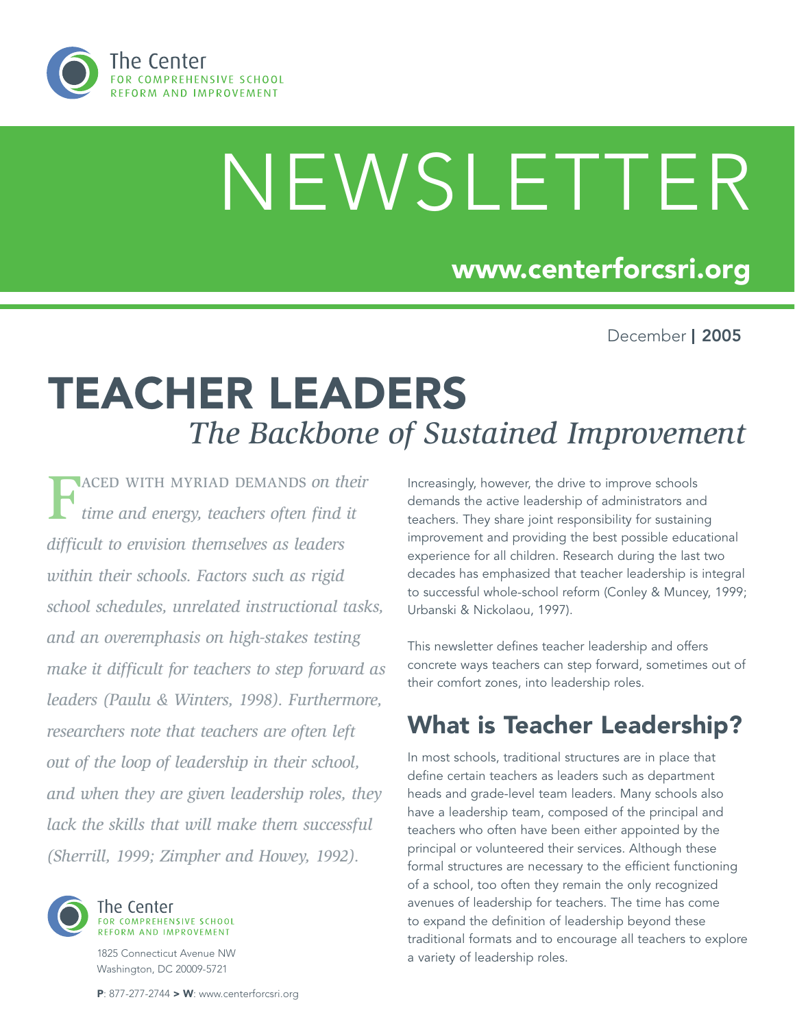The Center FOR COMPREHENSIVE SCHOOL REFORM AND IMPROVEMENT

# NEWSLETTER

**www.centerforcsri.org**

December | **2005**

# TEACHER LEADERS
## *The Backbone of Sustained Improvement*

FACED WITH MYRIAD DEMANDS *on their time and energy, teachers often find it difficult to envision themselves as leaders within their schools. Factors such as rigid school schedules, unrelated instructional tasks, and an overemphasis on high-stakes testing make it difficult for teachers to step forward as leaders (Paulu & Winters, 1998). Furthermore, researchers note that teachers are often left out of the loop of leadership in their school, and when they are given leadership roles, they lack the skills that will make them successful (Sherrill, 1999; Zimpher and Howey, 1992).*

Increasingly, however, the drive to improve schools demands the active leadership of administrators and teachers. They share joint responsibility for sustaining improvement and providing the best possible educational experience for all children. Research during the last two decades has emphasized that teacher leadership is integral to successful whole-school reform (Conley & Muncey, 1999; Urbanski & Nickolaou, 1997).

This newsletter defines teacher leadership and offers concrete ways teachers can step forward, sometimes out of their comfort zones, into leadership roles.

## What is Teacher Leadership?

In most schools, traditional structures are in place that define certain teachers as leaders such as department heads and grade-level team leaders. Many schools also have a leadership team, composed of the principal and teachers who often have been either appointed by the principal or volunteered their services. Although these formal structures are necessary to the efficient functioning of a school, too often they remain the only recognized avenues of leadership for teachers. The time has come to expand the definition of leadership beyond these traditional formats and to encourage all teachers to explore a variety of leadership roles.

The Center FOR COMPREHENSIVE SCHOOL REFORM AND IMPROVEMENT
1825 Connecticut Avenue NW
Washington, DC 20009-5721

**P**: 877-277-2744 **> W**: www.centerforcsri.org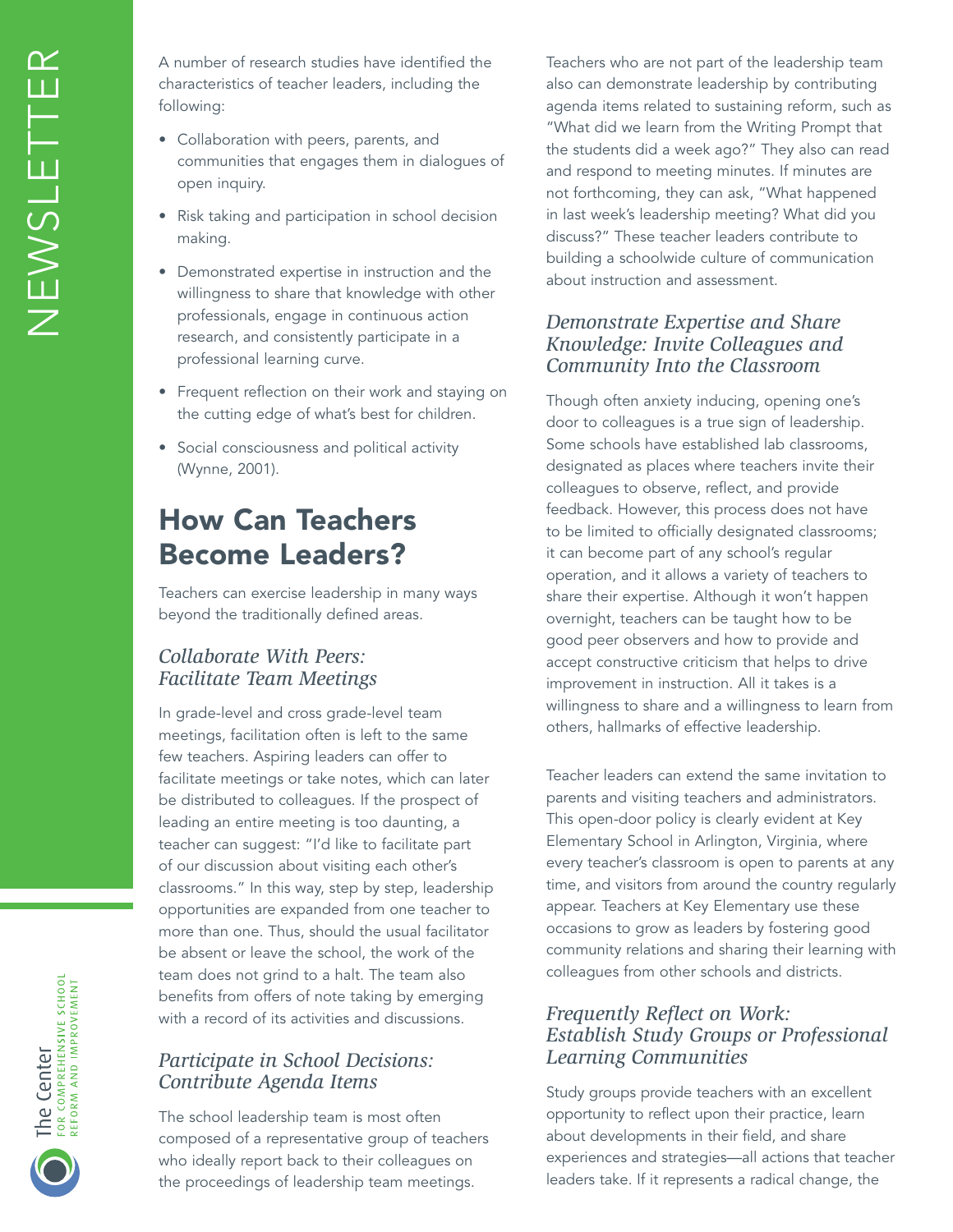A number of research studies have identified the characteristics of teacher leaders, including the following:

- Collaboration with peers, parents, and communities that engages them in dialogues of open inquiry.
- Risk taking and participation in school decision making.
- Demonstrated expertise in instruction and the willingness to share that knowledge with other professionals, engage in continuous action research, and consistently participate in a professional learning curve.
- Frequent reflection on their work and staying on the cutting edge of what's best for children.
- Social consciousness and political activity (Wynne, 2001).

## How Can Teachers Become Leaders?

Teachers can exercise leadership in many ways beyond the traditionally defined areas.

### *Collaborate With Peers: Facilitate Team Meetings*

In grade-level and cross grade-level team meetings, facilitation often is left to the same few teachers. Aspiring leaders can offer to facilitate meetings or take notes, which can later be distributed to colleagues. If the prospect of leading an entire meeting is too daunting, a teacher can suggest: "I'd like to facilitate part of our discussion about visiting each other's classrooms." In this way, step by step, leadership opportunities are expanded from one teacher to more than one. Thus, should the usual facilitator be absent or leave the school, the work of the team does not grind to a halt. The team also benefits from offers of note taking by emerging with a record of its activities and discussions.

### *Participate in School Decisions: Contribute Agenda Items*

The school leadership team is most often composed of a representative group of teachers who ideally report back to their colleagues on the proceedings of leadership team meetings. Teachers who are not part of the leadership team also can demonstrate leadership by contributing agenda items related to sustaining reform, such as "What did we learn from the Writing Prompt that the students did a week ago?" They also can read and respond to meeting minutes. If minutes are not forthcoming, they can ask, "What happened in last week's leadership meeting? What did you discuss?" These teacher leaders contribute to building a schoolwide culture of communication about instruction and assessment.

### *Demonstrate Expertise and Share Knowledge: Invite Colleagues and Community Into the Classroom*

Though often anxiety inducing, opening one's door to colleagues is a true sign of leadership. Some schools have established lab classrooms, designated as places where teachers invite their colleagues to observe, reflect, and provide feedback. However, this process does not have to be limited to officially designated classrooms; it can become part of any school's regular operation, and it allows a variety of teachers to share their expertise. Although it won't happen overnight, teachers can be taught how to be good peer observers and how to provide and accept constructive criticism that helps to drive improvement in instruction. All it takes is a willingness to share and a willingness to learn from others, hallmarks of effective leadership.

Teacher leaders can extend the same invitation to parents and visiting teachers and administrators. This open-door policy is clearly evident at Key Elementary School in Arlington, Virginia, where every teacher's classroom is open to parents at any time, and visitors from around the country regularly appear. Teachers at Key Elementary use these occasions to grow as leaders by fostering good community relations and sharing their learning with colleagues from other schools and districts.

### *Frequently Reflect on Work: Establish Study Groups or Professional Learning Communities*

Study groups provide teachers with an excellent opportunity to reflect upon their practice, learn about developments in their field, and share experiences and strategies—all actions that teacher leaders take. If it represents a radical change, the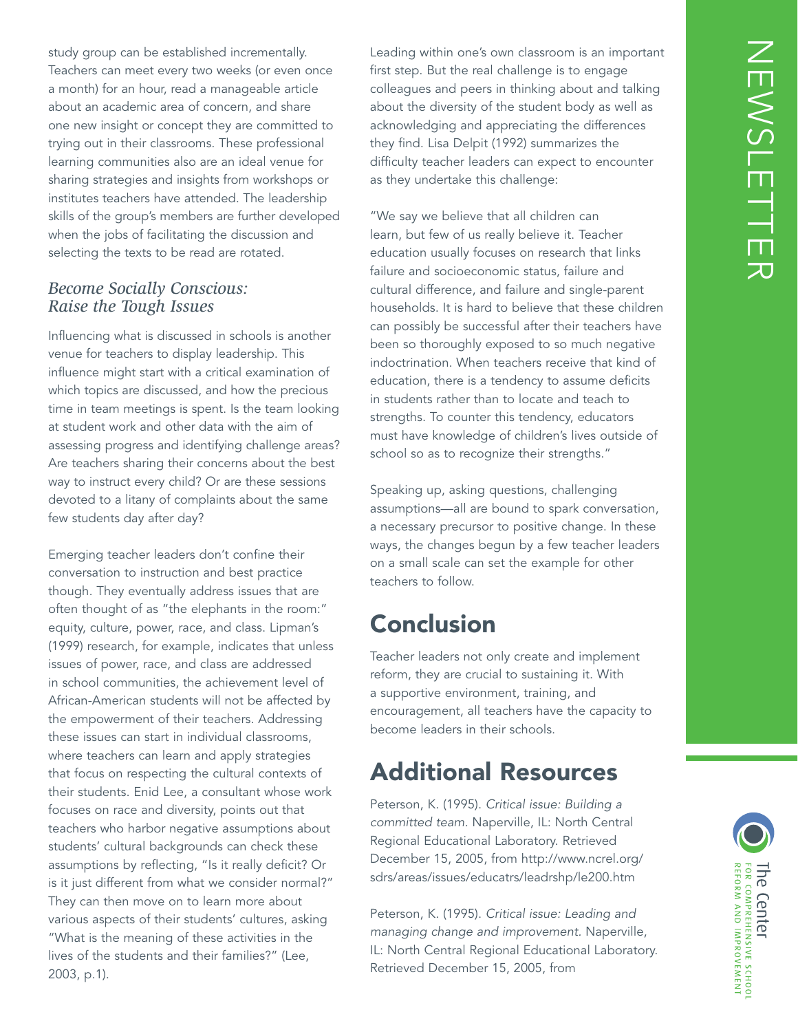study group can be established incrementally. Teachers can meet every two weeks (or even once a month) for an hour, read a manageable article about an academic area of concern, and share one new insight or concept they are committed to trying out in their classrooms. These professional learning communities also are an ideal venue for sharing strategies and insights from workshops or institutes teachers have attended. The leadership skills of the group's members are further developed when the jobs of facilitating the discussion and selecting the texts to be read are rotated.

### *Become Socially Conscious: Raise the Tough Issues*

Influencing what is discussed in schools is another venue for teachers to display leadership. This influence might start with a critical examination of which topics are discussed, and how the precious time in team meetings is spent. Is the team looking at student work and other data with the aim of assessing progress and identifying challenge areas? Are teachers sharing their concerns about the best way to instruct every child? Or are these sessions devoted to a litany of complaints about the same few students day after day?

Emerging teacher leaders don't confine their conversation to instruction and best practice though. They eventually address issues that are often thought of as "the elephants in the room:" equity, culture, power, race, and class. Lipman's (1999) research, for example, indicates that unless issues of power, race, and class are addressed in school communities, the achievement level of African-American students will not be affected by the empowerment of their teachers. Addressing these issues can start in individual classrooms, where teachers can learn and apply strategies that focus on respecting the cultural contexts of their students. Enid Lee, a consultant whose work focuses on race and diversity, points out that teachers who harbor negative assumptions about students' cultural backgrounds can check these assumptions by reflecting, "Is it really deficit? Or is it just different from what we consider normal?" They can then move on to learn more about various aspects of their students' cultures, asking "What is the meaning of these activities in the lives of the students and their families?" (Lee, 2003, p.1).

Leading within one's own classroom is an important first step. But the real challenge is to engage colleagues and peers in thinking about and talking about the diversity of the student body as well as acknowledging and appreciating the differences they find. Lisa Delpit (1992) summarizes the difficulty teacher leaders can expect to encounter as they undertake this challenge:

"We say we believe that all children can learn, but few of us really believe it. Teacher education usually focuses on research that links failure and socioeconomic status, failure and cultural difference, and failure and single-parent households. It is hard to believe that these children can possibly be successful after their teachers have been so thoroughly exposed to so much negative indoctrination. When teachers receive that kind of education, there is a tendency to assume deficits in students rather than to locate and teach to strengths. To counter this tendency, educators must have knowledge of children's lives outside of school so as to recognize their strengths."

Speaking up, asking questions, challenging assumptions—all are bound to spark conversation, a necessary precursor to positive change. In these ways, the changes begun by a few teacher leaders on a small scale can set the example for other teachers to follow.

## Conclusion

Teacher leaders not only create and implement reform, they are crucial to sustaining it. With a supportive environment, training, and encouragement, all teachers have the capacity to become leaders in their schools.

## Additional Resources

Peterson, K. (1995). *Critical issue: Building a committed team.* Naperville, IL: North Central Regional Educational Laboratory. Retrieved December 15, 2005, from http://www.ncrel.org/sdrs/areas/issues/educatrs/leadrshp/le200.htm

Peterson, K. (1995). *Critical issue: Leading and managing change and improvement.* Naperville, IL: North Central Regional Educational Laboratory. Retrieved December 15, 2005, from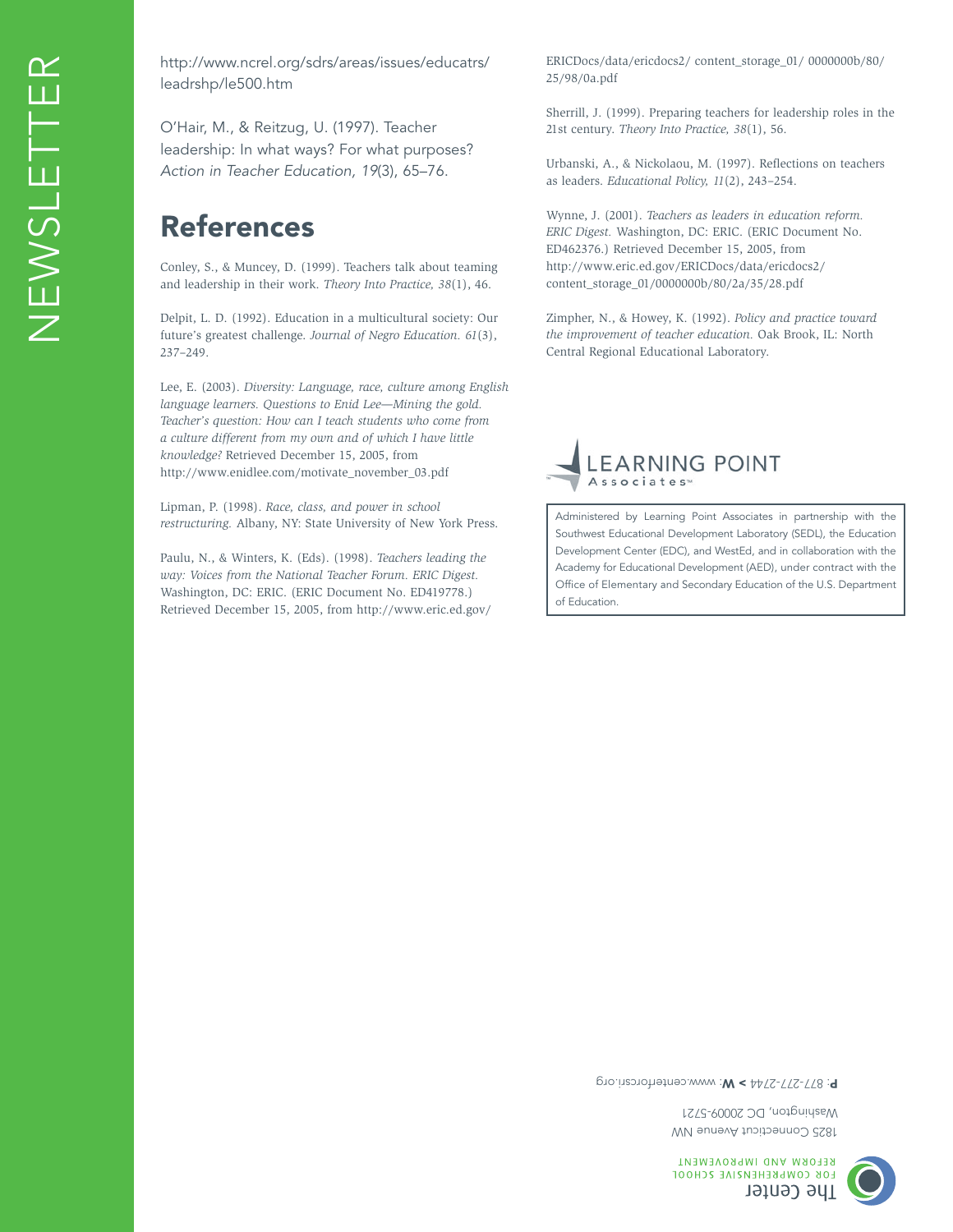http://www.ncrel.org/sdrs/areas/issues/educatrs/leadrshp/le500.htm

O'Hair, M., & Reitzug, U. (1997). Teacher leadership: In what ways? For what purposes? *Action in Teacher Education, 19*(3), 65–76.

## References

Conley, S., & Muncey, D. (1999). Teachers talk about teaming and leadership in their work. *Theory Into Practice, 38*(1), 46.

Delpit, L. D. (1992). Education in a multicultural society: Our future's greatest challenge. *Journal of Negro Education. 61*(3), 237–249.

Lee, E. (2003). *Diversity: Language, race, culture among English language learners. Questions to Enid Lee—Mining the gold. Teacher's question: How can I teach students who come from a culture different from my own and of which I have little knowledge?* Retrieved December 15, 2005, from http://www.enidlee.com/motivate_november_03.pdf

Lipman, P. (1998). *Race, class, and power in school restructuring.* Albany, NY: State University of New York Press.

Paulu, N., & Winters, K. (Eds). (1998). *Teachers leading the way: Voices from the National Teacher Forum. ERIC Digest.* Washington, DC: ERIC. (ERIC Document No. ED419778.) Retrieved December 15, 2005, from http://www.eric.ed.gov/ERICDocs/data/ericdocs2/ content_storage_01/ 0000000b/80/25/98/0a.pdf

Sherrill, J. (1999). Preparing teachers for leadership roles in the 21st century. *Theory Into Practice, 38*(1), 56.

Urbanski, A., & Nickolaou, M. (1997). Reflections on teachers as leaders. *Educational Policy, 11*(2), 243–254.

Wynne, J. (2001). *Teachers as leaders in education reform. ERIC Digest.* Washington, DC: ERIC. (ERIC Document No. ED462376.) Retrieved December 15, 2005, from http://www.eric.ed.gov/ERICDocs/data/ericdocs2/content_storage_01/0000000b/80/2a/35/28.pdf

Zimpher, N., & Howey, K. (1992). *Policy and practice toward the improvement of teacher education.* Oak Brook, IL: North Central Regional Educational Laboratory.

LEARNING POINT Associates™

Administered by Learning Point Associates in partnership with the Southwest Educational Development Laboratory (SEDL), the Education Development Center (EDC), and WestEd, and in collaboration with the Academy for Educational Development (AED), under contract with the Office of Elementary and Secondary Education of the U.S. Department of Education.

The Center
FOR COMPREHENSIVE SCHOOL REFORM AND IMPROVEMENT

1825 Connecticut Avenue NW
Washington, DC 20009-5721

**P:** 877-277-2744 > **W:** www.centerforcsri.org